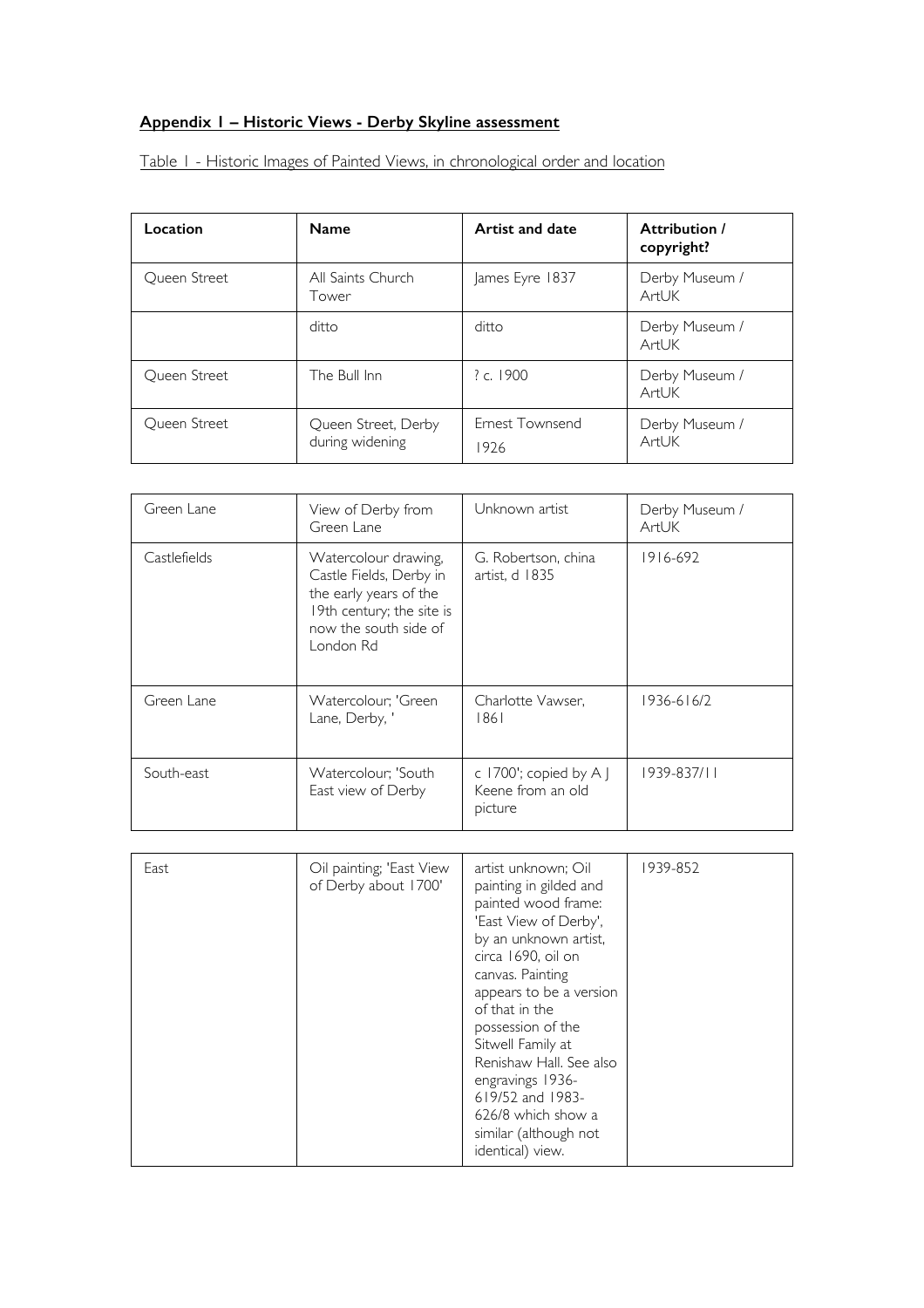## Appendix 1 – Historic Views - Derby Skyline assessment

Table 1 - Historic Images of Painted Views, in chronological order and location

| Location | Name | Artist and date | Attribution / copyright? |
|---|---|---|---|
| Queen Street | All Saints Church Tower | James Eyre 1837 | Derby Museum / ArtUK |
| | ditto | ditto | Derby Museum / ArtUK |
| Queen Street | The Bull Inn | ? c. 1900 | Derby Museum / ArtUK |
| Queen Street | Queen Street, Derby during widening | Ernest Townsend 1926 | Derby Museum / ArtUK |

| | | | |
|---|---|---|---|
| Green Lane | View of Derby from Green Lane | Unknown artist | Derby Museum / ArtUK |
| Castlefields | Watercolour drawing, Castle Fields, Derby in the early years of the 19th century; the site is now the south side of London Rd | G. Robertson, china artist, d 1835 | 1916-692 |
| Green Lane | Watercolour; 'Green Lane, Derby, ' | Charlotte Vawser, 1861 | 1936-616/2 |
| South-east | Watercolour; 'South East view of Derby | c 1700'; copied by A J Keene from an old picture | 1939-837/11 |

| | | | |
|---|---|---|---|
| East | Oil painting; 'East View of Derby about 1700' | artist unknown; Oil painting in gilded and painted wood frame: 'East View of Derby', by an unknown artist, circa 1690, oil on canvas. Painting appears to be a version of that in the possession of the Sitwell Family at Renishaw Hall. See also engravings 1936-619/52 and 1983-626/8 which show a similar (although not identical) view. | 1939-852 |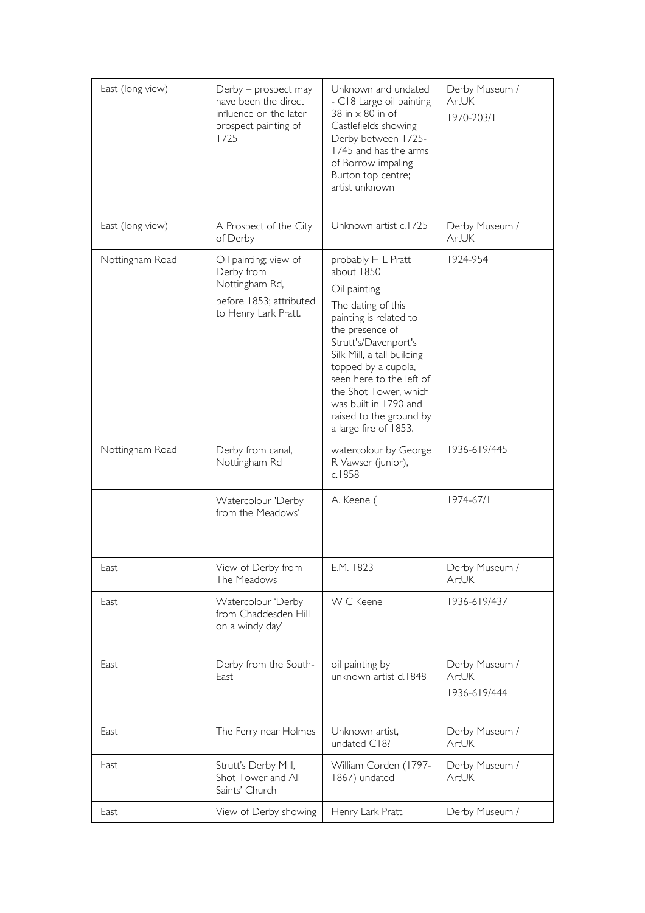| East (long view) | Derby – prospect may have been the direct influence on the later prospect painting of 1725 | Unknown and undated - C18 Large oil painting 38 in x 80 in of Castlefields showing Derby between 1725-1745 and has the arms of Borrow impaling Burton top centre; artist unknown | Derby Museum / ArtUK 1970-203/1 |
|---|---|---|---|
| East (long view) | A Prospect of the City of Derby | Unknown artist c.1725 | Derby Museum / ArtUK |
| Nottingham Road | Oil painting; view of Derby from Nottingham Rd, before 1853; attributed to Henry Lark Pratt. | probably H L Pratt about 1850 Oil painting The dating of this painting is related to the presence of Strutt's/Davenport's Silk Mill, a tall building topped by a cupola, seen here to the left of the Shot Tower, which was built in 1790 and raised to the ground by a large fire of 1853. | 1924-954 |
| Nottingham Road | Derby from canal, Nottingham Rd | watercolour by George R Vawser (junior), c.1858 | 1936-619/445 |
| | Watercolour 'Derby from the Meadows' | A. Keene ( | 1974-67/1 |
| East | View of Derby from The Meadows | E.M. 1823 | Derby Museum / ArtUK |
| East | Watercolour 'Derby from Chaddesden Hill on a windy day' | W C Keene | 1936-619/437 |
| East | Derby from the South-East | oil painting by unknown artist d.1848 | Derby Museum / ArtUK 1936-619/444 |
| East | The Ferry near Holmes | Unknown artist, undated C18? | Derby Museum / ArtUK |
| East | Strutt's Derby Mill, Shot Tower and All Saints' Church | William Corden (1797-1867) undated | Derby Museum / ArtUK |
| East | View of Derby showing | Henry Lark Pratt, | Derby Museum / |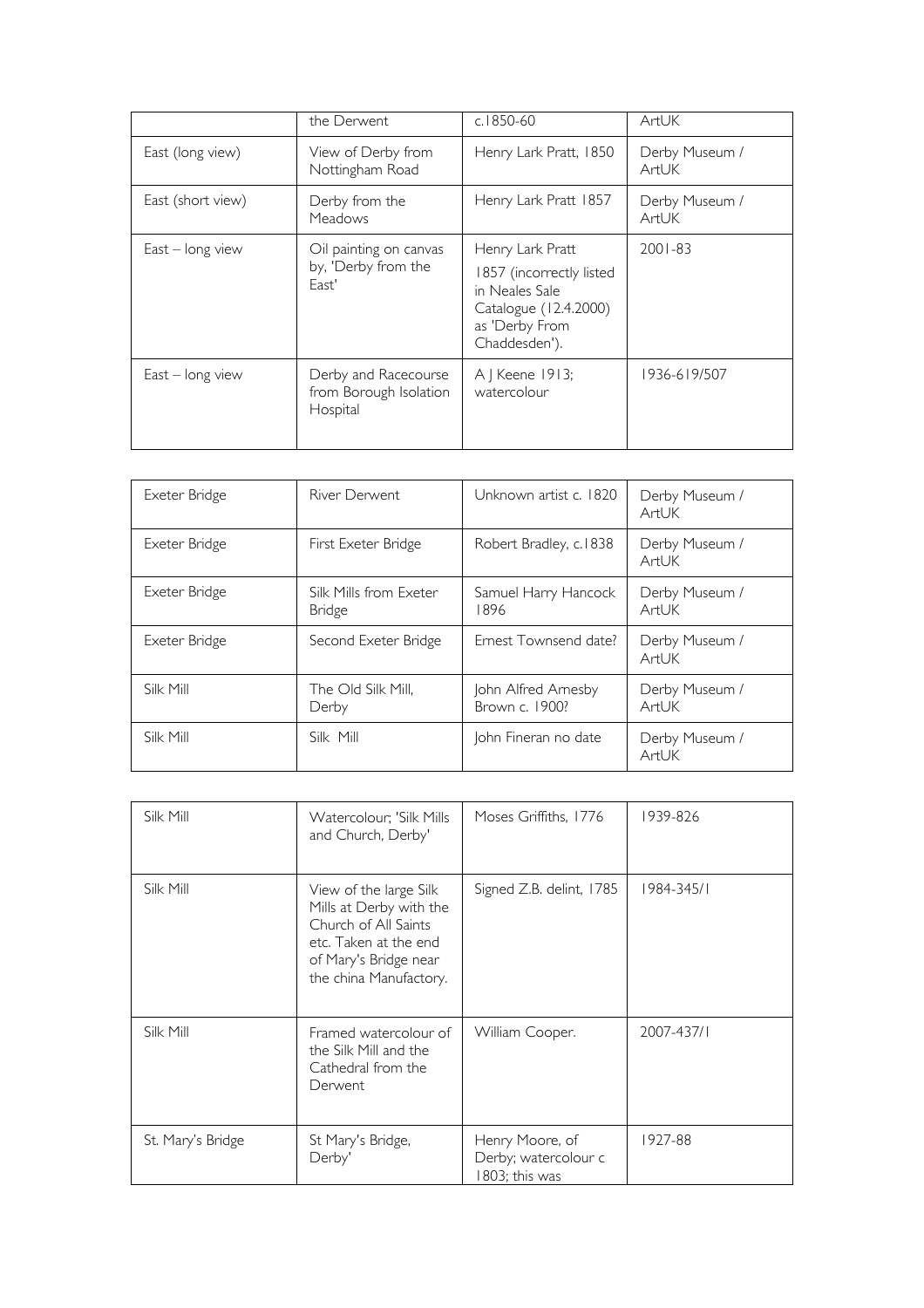| | the Derwent | c.1850-60 | ArtUK |
|---|---|---|---|
| East (long view) | View of Derby from Nottingham Road | Henry Lark Pratt, 1850 | Derby Museum / ArtUK |
| East (short view) | Derby from the Meadows | Henry Lark Pratt 1857 | Derby Museum / ArtUK |
| East – long view | Oil painting on canvas by, 'Derby from the East' | Henry Lark Pratt 1857 (incorrectly listed in Neales Sale Catalogue (12.4.2000) as 'Derby From Chaddesden'). | 2001-83 |
| East – long view | Derby and Racecourse from Borough Isolation Hospital | A J Keene 1913; watercolour | 1936-619/507 |

| Exeter Bridge | River Derwent | Unknown artist c. 1820 | Derby Museum / ArtUK |
|---|---|---|---|
| Exeter Bridge | First Exeter Bridge | Robert Bradley, c.1838 | Derby Museum / ArtUK |
| Exeter Bridge | Silk Mills from Exeter Bridge | Samuel Harry Hancock 1896 | Derby Museum / ArtUK |
| Exeter Bridge | Second Exeter Bridge | Ernest Townsend date? | Derby Museum / ArtUK |
| Silk Mill | The Old Silk Mill, Derby | John Alfred Arnesby Brown c. 1900? | Derby Museum / ArtUK |
| Silk Mill | Silk Mill | John Fineran no date | Derby Museum / ArtUK |

| Silk Mill | Watercolour; 'Silk Mills and Church, Derby' | Moses Griffiths, 1776 | 1939-826 |
|---|---|---|---|
| Silk Mill | View of the large Silk Mills at Derby with the Church of All Saints etc. Taken at the end of Mary's Bridge near the china Manufactory. | Signed Z.B. delint, 1785 | 1984-345/1 |
| Silk Mill | Framed watercolour of the Silk Mill and the Cathedral from the Derwent | William Cooper. | 2007-437/1 |
| St. Mary's Bridge | St Mary's Bridge, Derby' | Henry Moore, of Derby; watercolour c 1803; this was | 1927-88 |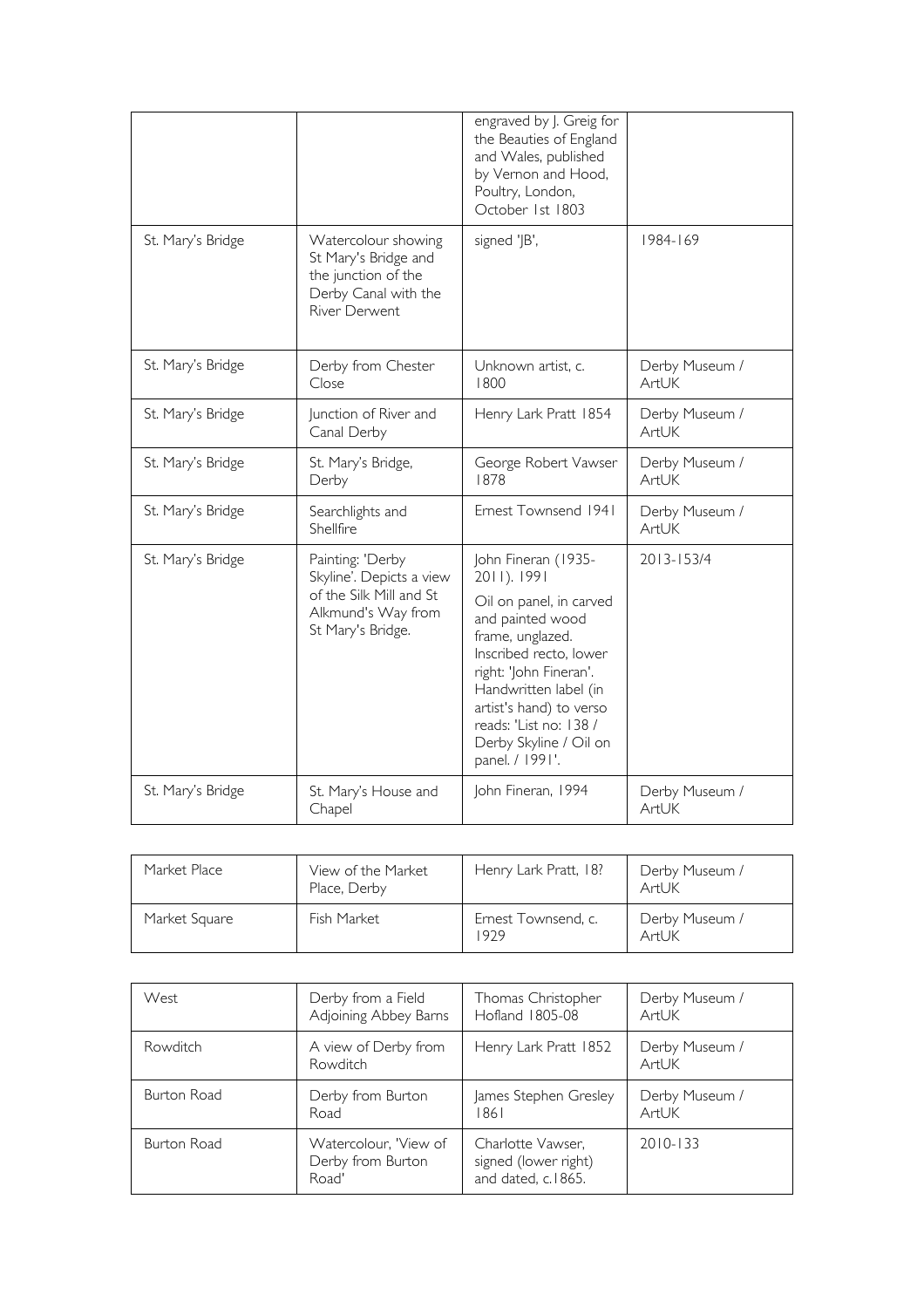| | | engraved by J. Greig for the Beauties of England and Wales, published by Vernon and Hood, Poultry, London, October 1st 1803 | |
|---|---|---|---|
| St. Mary's Bridge | Watercolour showing St Mary's Bridge and the junction of the Derby Canal with the River Derwent | signed 'JB', | 1984-169 |
| St. Mary's Bridge | Derby from Chester Close | Unknown artist, c. 1800 | Derby Museum / ArtUK |
| St. Mary's Bridge | Junction of River and Canal Derby | Henry Lark Pratt 1854 | Derby Museum / ArtUK |
| St. Mary's Bridge | St. Mary's Bridge, Derby | George Robert Vawser 1878 | Derby Museum / ArtUK |
| St. Mary's Bridge | Searchlights and Shellfire | Ernest Townsend 1941 | Derby Museum / ArtUK |
| St. Mary's Bridge | Painting: 'Derby Skyline'. Depicts a view of the Silk Mill and St Alkmund's Way from St Mary's Bridge. | John Fineran (1935-2011). 1991<br><br>Oil on panel, in carved and painted wood frame, unglazed. Inscribed recto, lower right: 'John Fineran'. Handwritten label (in artist's hand) to verso reads: 'List no: 138 / Derby Skyline / Oil on panel. / 1991'. | 2013-153/4 |
| St. Mary's Bridge | St. Mary's House and Chapel | John Fineran, 1994 | Derby Museum / ArtUK |

| Market Place | View of the Market Place, Derby | Henry Lark Pratt, 18? | Derby Museum / ArtUK |
|---|---|---|---|
| Market Square | Fish Market | Ernest Townsend, c. 1929 | Derby Museum / ArtUK |

| West | Derby from a Field Adjoining Abbey Barns | Thomas Christopher Hofland 1805-08 | Derby Museum / ArtUK |
|---|---|---|---|
| Rowditch | A view of Derby from Rowditch | Henry Lark Pratt 1852 | Derby Museum / ArtUK |
| Burton Road | Derby from Burton Road | James Stephen Gresley 1861 | Derby Museum / ArtUK |
| Burton Road | Watercolour, 'View of Derby from Burton Road' | Charlotte Vawser, signed (lower right) and dated, c.1865. | 2010-133 |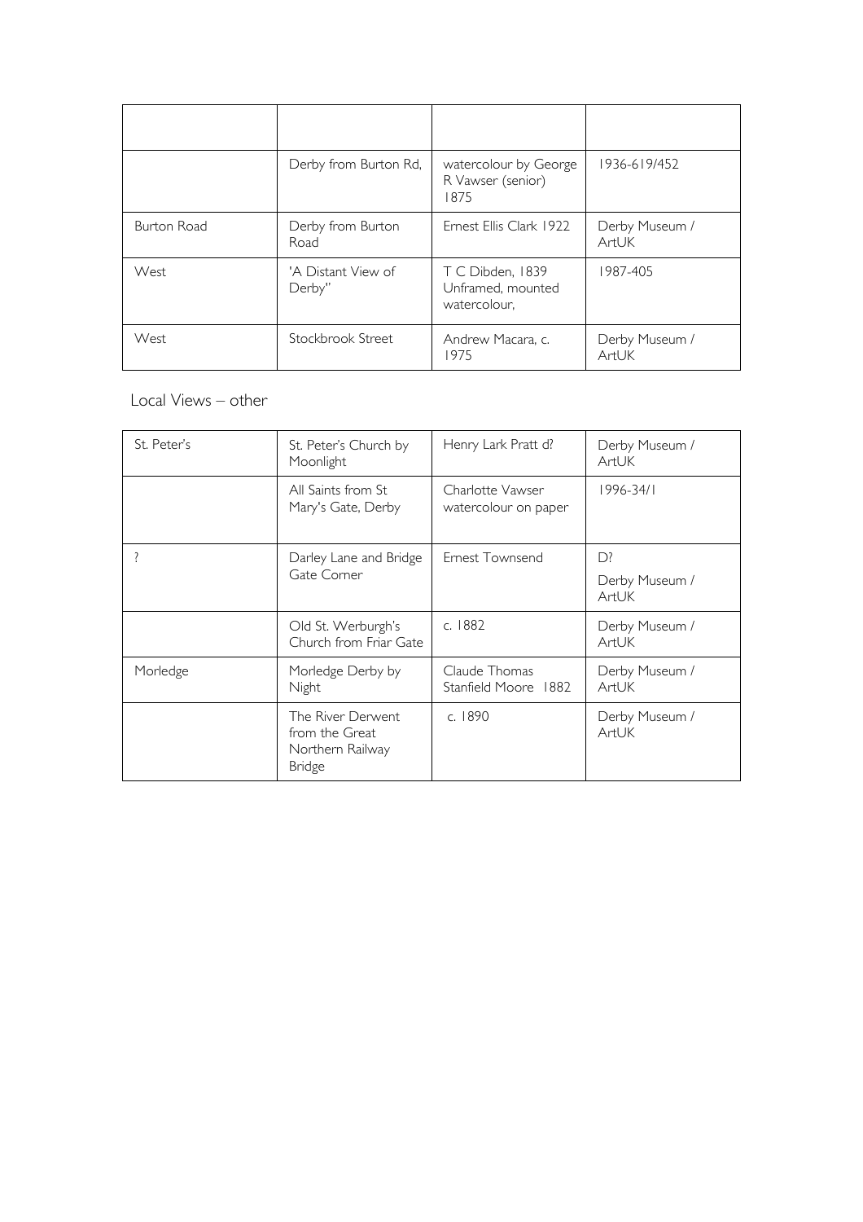| | | | |
|---|---|---|---|
| | Derby from Burton Rd, | watercolour by George R Vawser (senior) 1875 | 1936-619/452 |
| Burton Road | Derby from Burton Road | Ernest Ellis Clark 1922 | Derby Museum / ArtUK |
| West | 'A Distant View of Derby" | T C Dibden, 1839 Unframed, mounted watercolour, | 1987-405 |
| West | Stockbrook Street | Andrew Macara, c. 1975 | Derby Museum / ArtUK |

Local Views – other

| | | | |
|---|---|---|---|
| St. Peter's | St. Peter's Church by Moonlight | Henry Lark Pratt d? | Derby Museum / ArtUK |
| | All Saints from St Mary's Gate, Derby | Charlotte Vawser watercolour on paper | 1996-34/1 |
| ? | Darley Lane and Bridge Gate Corner | Ernest Townsend | D?<br>Derby Museum / ArtUK |
| | Old St. Werburgh's Church from Friar Gate | c. 1882 | Derby Museum / ArtUK |
| Morledge | Morledge Derby by Night | Claude Thomas Stanfield Moore 1882 | Derby Museum / ArtUK |
| | The River Derwent from the Great Northern Railway Bridge | c. 1890 | Derby Museum / ArtUK |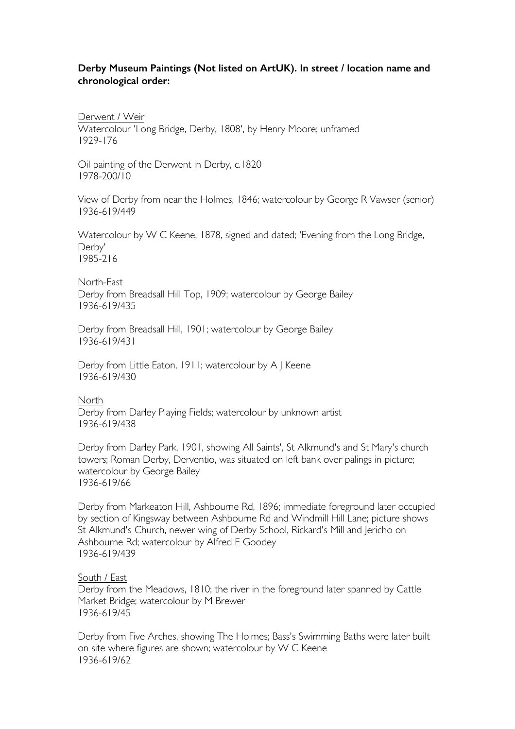**Derby Museum Paintings (Not listed on ArtUK). In street / location name and chronological order:**

<u>Derwent / Weir</u>

Watercolour 'Long Bridge, Derby, 1808', by Henry Moore; unframed
1929-176

Oil painting of the Derwent in Derby, c.1820
1978-200/10

View of Derby from near the Holmes, 1846; watercolour by George R Vawser (senior)
1936-619/449

Watercolour by W C Keene, 1878, signed and dated; 'Evening from the Long Bridge, Derby'
1985-216

<u>North-East</u>

Derby from Breadsall Hill Top, 1909; watercolour by George Bailey
1936-619/435

Derby from Breadsall Hill, 1901; watercolour by George Bailey
1936-619/431

Derby from Little Eaton, 1911; watercolour by A J Keene
1936-619/430

<u>North</u>

Derby from Darley Playing Fields; watercolour by unknown artist
1936-619/438

Derby from Darley Park, 1901, showing All Saints', St Alkmund's and St Mary's church towers; Roman Derby, Derventio, was situated on left bank over palings in picture; watercolour by George Bailey
1936-619/66

Derby from Markeaton Hill, Ashbourne Rd, 1896; immediate foreground later occupied by section of Kingsway between Ashbourne Rd and Windmill Hill Lane; picture shows St Alkmund's Church, newer wing of Derby School, Rickard's Mill and Jericho on Ashbourne Rd; watercolour by Alfred E Goodey
1936-619/439

<u>South / East</u>

Derby from the Meadows, 1810; the river in the foreground later spanned by Cattle Market Bridge; watercolour by M Brewer
1936-619/45

Derby from Five Arches, showing The Holmes; Bass's Swimming Baths were later built on site where figures are shown; watercolour by W C Keene
1936-619/62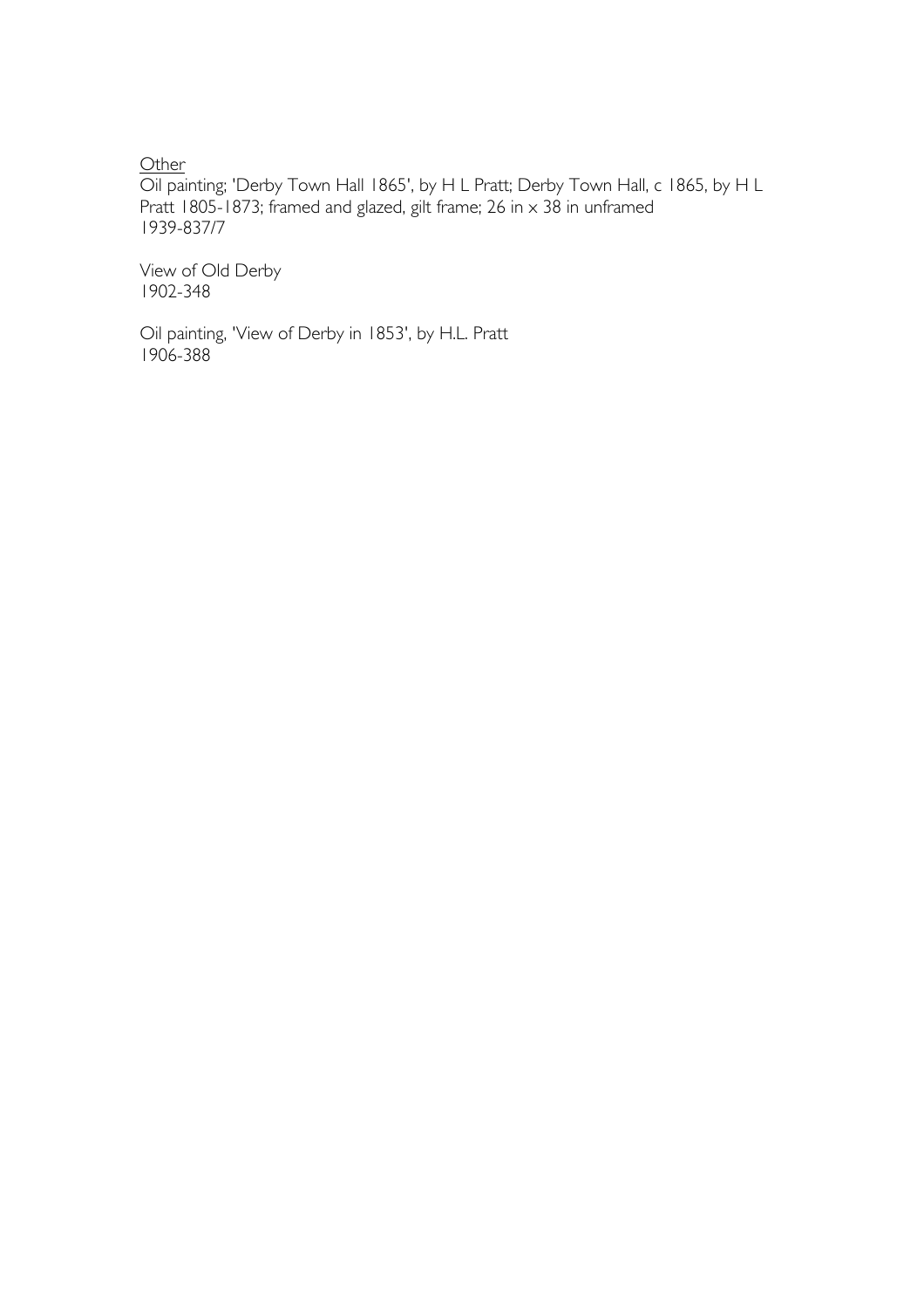<u>Other</u>

Oil painting; 'Derby Town Hall 1865', by H L Pratt; Derby Town Hall, c 1865, by H L Pratt 1805-1873; framed and glazed, gilt frame; 26 in x 38 in unframed
1939-837/7

View of Old Derby
1902-348

Oil painting, 'View of Derby in 1853', by H.L. Pratt
1906-388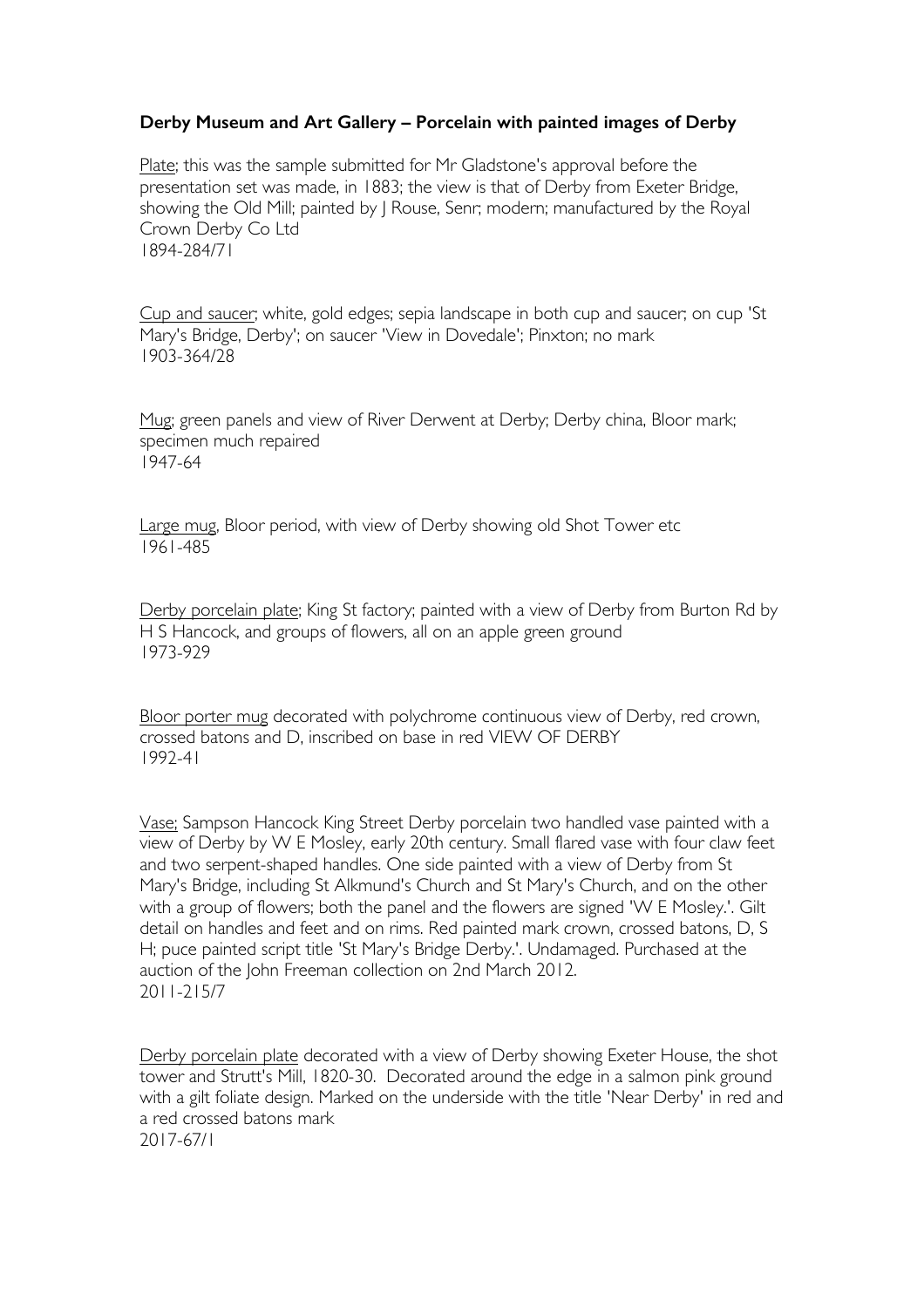**Derby Museum and Art Gallery – Porcelain with painted images of Derby**

Plate; this was the sample submitted for Mr Gladstone's approval before the presentation set was made, in 1883; the view is that of Derby from Exeter Bridge, showing the Old Mill; painted by J Rouse, Senr; modern; manufactured by the Royal Crown Derby Co Ltd
1894-284/71

Cup and saucer; white, gold edges; sepia landscape in both cup and saucer; on cup 'St Mary's Bridge, Derby'; on saucer 'View in Dovedale'; Pinxton; no mark
1903-364/28

Mug; green panels and view of River Derwent at Derby; Derby china, Bloor mark; specimen much repaired
1947-64

Large mug, Bloor period, with view of Derby showing old Shot Tower etc
1961-485

Derby porcelain plate; King St factory; painted with a view of Derby from Burton Rd by H S Hancock, and groups of flowers, all on an apple green ground
1973-929

Bloor porter mug decorated with polychrome continuous view of Derby, red crown, crossed batons and D, inscribed on base in red VIEW OF DERBY
1992-41

Vase; Sampson Hancock King Street Derby porcelain two handled vase painted with a view of Derby by W E Mosley, early 20th century. Small flared vase with four claw feet and two serpent-shaped handles. One side painted with a view of Derby from St Mary's Bridge, including St Alkmund's Church and St Mary's Church, and on the other with a group of flowers; both the panel and the flowers are signed 'W E Mosley.'. Gilt detail on handles and feet and on rims. Red painted mark crown, crossed batons, D, S H; puce painted script title 'St Mary's Bridge Derby.'. Undamaged. Purchased at the auction of the John Freeman collection on 2nd March 2012.
2011-215/7

Derby porcelain plate decorated with a view of Derby showing Exeter House, the shot tower and Strutt's Mill, 1820-30. Decorated around the edge in a salmon pink ground with a gilt foliate design. Marked on the underside with the title 'Near Derby' in red and a red crossed batons mark
2017-67/1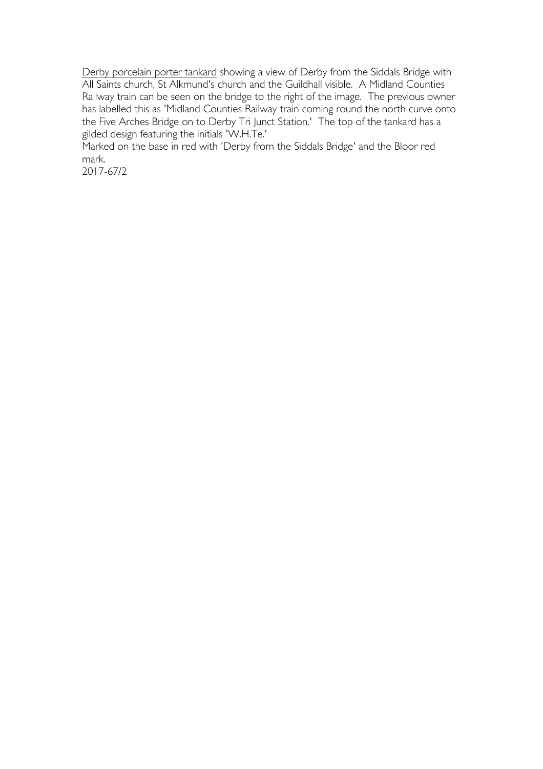<u>Derby porcelain porter tankard</u> showing a view of Derby from the Siddals Bridge with All Saints church, St Alkmund's church and the Guildhall visible. A Midland Counties Railway train can be seen on the bridge to the right of the image. The previous owner has labelled this as 'Midland Counties Railway train coming round the north curve onto the Five Arches Bridge on to Derby Tri Junct Station.' The top of the tankard has a gilded design featuring the initials 'W.H.Te.'

Marked on the base in red with 'Derby from the Siddals Bridge' and the Bloor red mark.

2017-67/2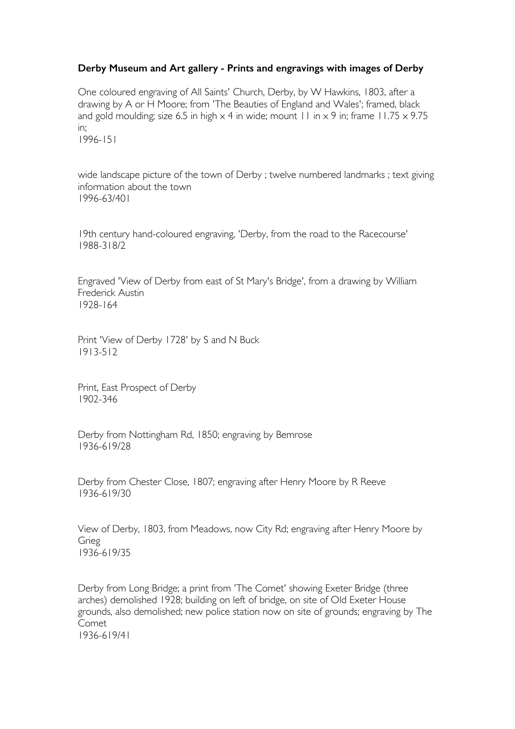**Derby Museum and Art gallery - Prints and engravings with images of Derby**

One coloured engraving of All Saints' Church, Derby, by W Hawkins, 1803, after a drawing by A or H Moore; from 'The Beauties of England and Wales'; framed, black and gold moulding; size 6.5 in high x 4 in wide; mount 11 in x 9 in; frame 11.75 x 9.75 in;
1996-151

wide landscape picture of the town of Derby ; twelve numbered landmarks ; text giving information about the town
1996-63/401

19th century hand-coloured engraving, 'Derby, from the road to the Racecourse'
1988-318/2

Engraved 'View of Derby from east of St Mary's Bridge', from a drawing by William Frederick Austin
1928-164

Print 'View of Derby 1728' by S and N Buck
1913-512

Print, East Prospect of Derby
1902-346

Derby from Nottingham Rd, 1850; engraving by Bemrose
1936-619/28

Derby from Chester Close, 1807; engraving after Henry Moore by R Reeve
1936-619/30

View of Derby, 1803, from Meadows, now City Rd; engraving after Henry Moore by Grieg
1936-619/35

Derby from Long Bridge; a print from 'The Comet' showing Exeter Bridge (three arches) demolished 1928; building on left of bridge, on site of Old Exeter House grounds, also demolished; new police station now on site of grounds; engraving by The Comet
1936-619/41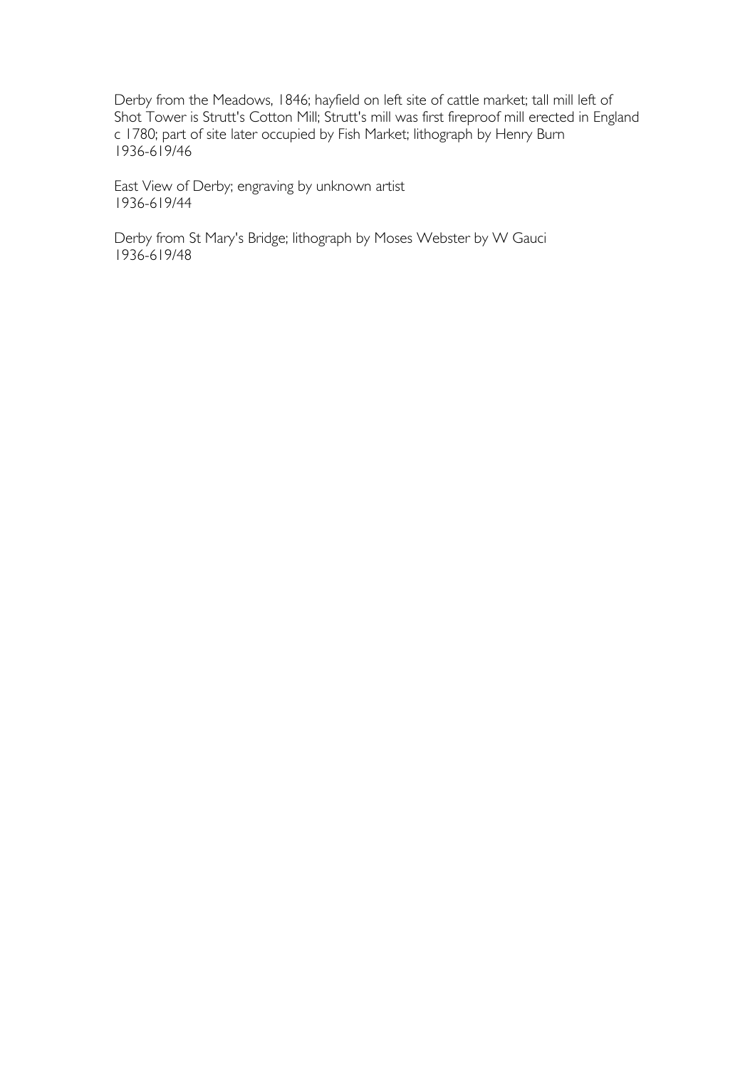Derby from the Meadows, 1846; hayfield on left site of cattle market; tall mill left of Shot Tower is Strutt's Cotton Mill; Strutt's mill was first fireproof mill erected in England c 1780; part of site later occupied by Fish Market; lithograph by Henry Burn
1936-619/46

East View of Derby; engraving by unknown artist
1936-619/44

Derby from St Mary's Bridge; lithograph by Moses Webster by W Gauci
1936-619/48